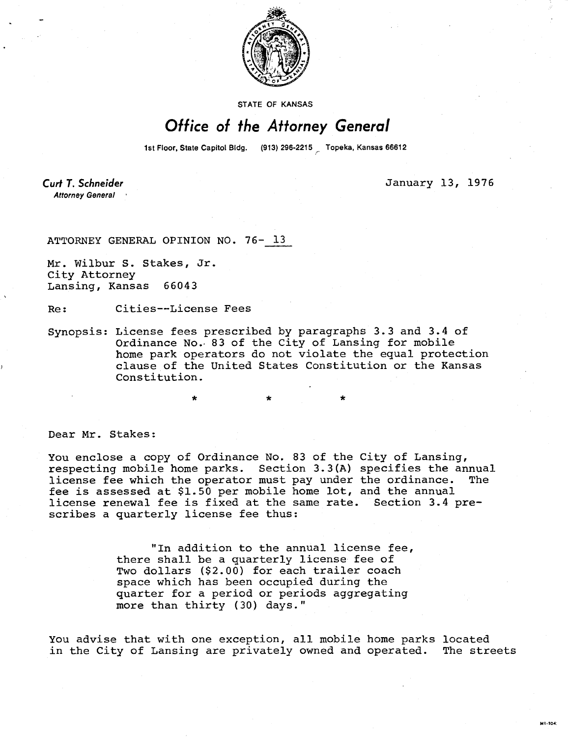STATE OF KANSAS

# *Office of the Attorney General*

1st Floor, State Capitol Bldg. (913) 296-2215 Topeka, Kansas 66612

***Curt T. Schneider***
*Attorney General*

January 13, 1976

ATTORNEY GENERAL OPINION NO. 76- 13

Mr. Wilbur S. Stakes, Jr.
City Attorney
Lansing, Kansas 66043

Re: Cities--License Fees

Synopsis: License fees prescribed by paragraphs 3.3 and 3.4 of Ordinance No. 83 of the City of Lansing for mobile home park operators do not violate the equal protection clause of the United States Constitution or the Kansas Constitution.

\* \* \*

Dear Mr. Stakes:

You enclose a copy of Ordinance No. 83 of the City of Lansing, respecting mobile home parks. Section 3.3(A) specifies the annual license fee which the operator must pay under the ordinance. The fee is assessed at $1.50 per mobile home lot, and the annual license renewal fee is fixed at the same rate. Section 3.4 prescribes a quarterly license fee thus:

> "In addition to the annual license fee, there shall be a quarterly license fee of Two dollars ($2.00) for each trailer coach space which has been occupied during the quarter for a period or periods aggregating more than thirty (30) days."

You advise that with one exception, all mobile home parks located in the City of Lansing are privately owned and operated. The streets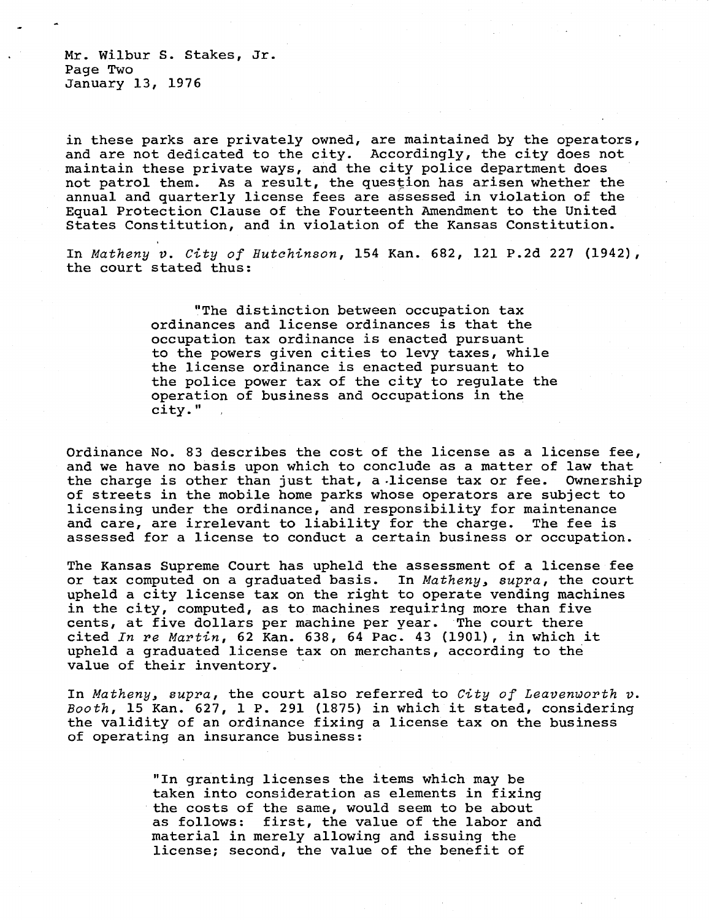in these parks are privately owned, are maintained by the operators, and are not dedicated to the city. Accordingly, the city does not maintain these private ways, and the city police department does not patrol them. As a result, the question has arisen whether the annual and quarterly license fees are assessed in violation of the Equal Protection Clause of the Fourteenth Amendment to the United States Constitution, and in violation of the Kansas Constitution.

In *Matheny v. City of Hutchinson*, 154 Kan. 682, 121 P.2d 227 (1942), the court stated thus:

> "The distinction between occupation tax ordinances and license ordinances is that the occupation tax ordinance is enacted pursuant to the powers given cities to levy taxes, while the license ordinance is enacted pursuant to the police power tax of the city to regulate the operation of business and occupations in the city."

Ordinance No. 83 describes the cost of the license as a license fee, and we have no basis upon which to conclude as a matter of law that the charge is other than just that, a license tax or fee. Ownership of streets in the mobile home parks whose operators are subject to licensing under the ordinance, and responsibility for maintenance and care, are irrelevant to liability for the charge. The fee is assessed for a license to conduct a certain business or occupation.

The Kansas Supreme Court has upheld the assessment of a license fee or tax computed on a graduated basis. In *Matheny, supra*, the court upheld a city license tax on the right to operate vending machines in the city, computed, as to machines requiring more than five cents, at five dollars per machine per year. The court there cited *In re Martin*, 62 Kan. 638, 64 Pac. 43 (1901), in which it upheld a graduated license tax on merchants, according to the value of their inventory.

In *Matheny, supra*, the court also referred to *City of Leavenworth v. Booth*, 15 Kan. 627, 1 P. 291 (1875) in which it stated, considering the validity of an ordinance fixing a license tax on the business of operating an insurance business:

> "In granting licenses the items which may be taken into consideration as elements in fixing the costs of the same, would seem to be about as follows: first, the value of the labor and material in merely allowing and issuing the license; second, the value of the benefit of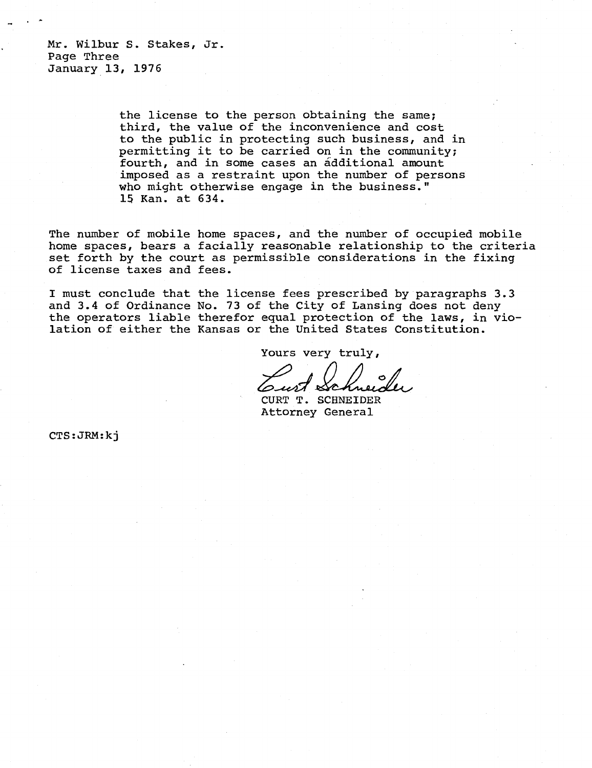Mr. Wilbur S. Stakes, Jr.
Page Three
January 13, 1976

> the license to the person obtaining the same; third, the value of the inconvenience and cost to the public in protecting such business, and in permitting it to be carried on in the community; fourth, and in some cases an additional amount imposed as a restraint upon the number of persons who might otherwise engage in the business." 15 Kan. at 634.

The number of mobile home spaces, and the number of occupied mobile home spaces, bears a facially reasonable relationship to the criteria set forth by the court as permissible considerations in the fixing of license taxes and fees.

I must conclude that the license fees prescribed by paragraphs 3.3 and 3.4 of Ordinance No. 73 of the City of Lansing does not deny the operators liable therefor equal protection of the laws, in violation of either the Kansas or the United States Constitution.

Yours very truly,

Curt Schneider

CURT T. SCHNEIDER
Attorney General

CTS:JRM:kj